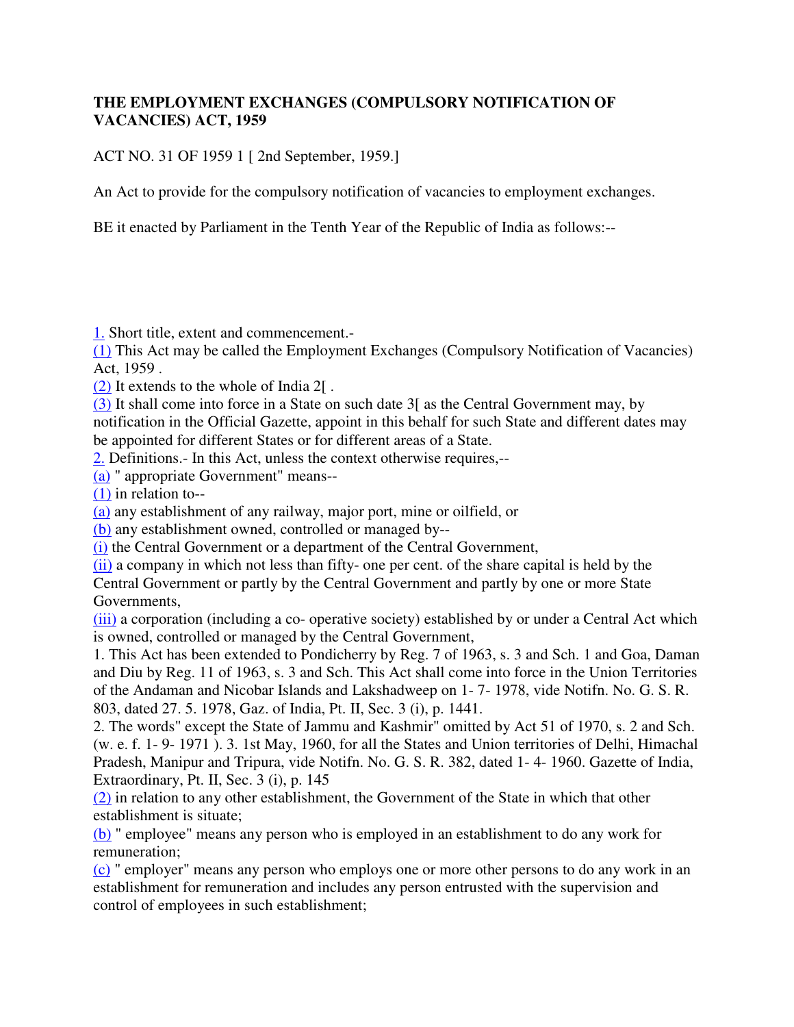# THE EMPLOYMENT EXCHANGES (COMPULSORY NOTIFICATION OF VACANCIES) ACT, 1959

ACT NO. 31 OF 1959 1 [ 2nd September, 1959.]

An Act to provide for the compulsory notification of vacancies to employment exchanges.

BE it enacted by Parliament in the Tenth Year of the Republic of India as follows:--

1. Short title, extent and commencement.-
(1) This Act may be called the Employment Exchanges (Compulsory Notification of Vacancies) Act, 1959 .
(2) It extends to the whole of India 2[ .
(3) It shall come into force in a State on such date 3[ as the Central Government may, by notification in the Official Gazette, appoint in this behalf for such State and different dates may be appointed for different States or for different areas of a State.
2. Definitions.- In this Act, unless the context otherwise requires,--
(a) " appropriate Government" means--
(1) in relation to--
(a) any establishment of any railway, major port, mine or oilfield, or
(b) any establishment owned, controlled or managed by--
(i) the Central Government or a department of the Central Government,
(ii) a company in which not less than fifty- one per cent. of the share capital is held by the Central Government or partly by the Central Government and partly by one or more State Governments,
(iii) a corporation (including a co- operative society) established by or under a Central Act which is owned, controlled or managed by the Central Government,
1. This Act has been extended to Pondicherry by Reg. 7 of 1963, s. 3 and Sch. 1 and Goa, Daman and Diu by Reg. 11 of 1963, s. 3 and Sch. This Act shall come into force in the Union Territories of the Andaman and Nicobar Islands and Lakshadweep on 1- 7- 1978, vide Notifn. No. G. S. R. 803, dated 27. 5. 1978, Gaz. of India, Pt. II, Sec. 3 (i), p. 1441.
2. The words" except the State of Jammu and Kashmir" omitted by Act 51 of 1970, s. 2 and Sch. (w. e. f. 1- 9- 1971 ). 3. 1st May, 1960, for all the States and Union territories of Delhi, Himachal Pradesh, Manipur and Tripura, vide Notifn. No. G. S. R. 382, dated 1- 4- 1960. Gazette of India, Extraordinary, Pt. II, Sec. 3 (i), p. 145
(2) in relation to any other establishment, the Government of the State in which that other establishment is situate;
(b) " employee" means any person who is employed in an establishment to do any work for remuneration;
(c) " employer" means any person who employs one or more other persons to do any work in an establishment for remuneration and includes any person entrusted with the supervision and control of employees in such establishment;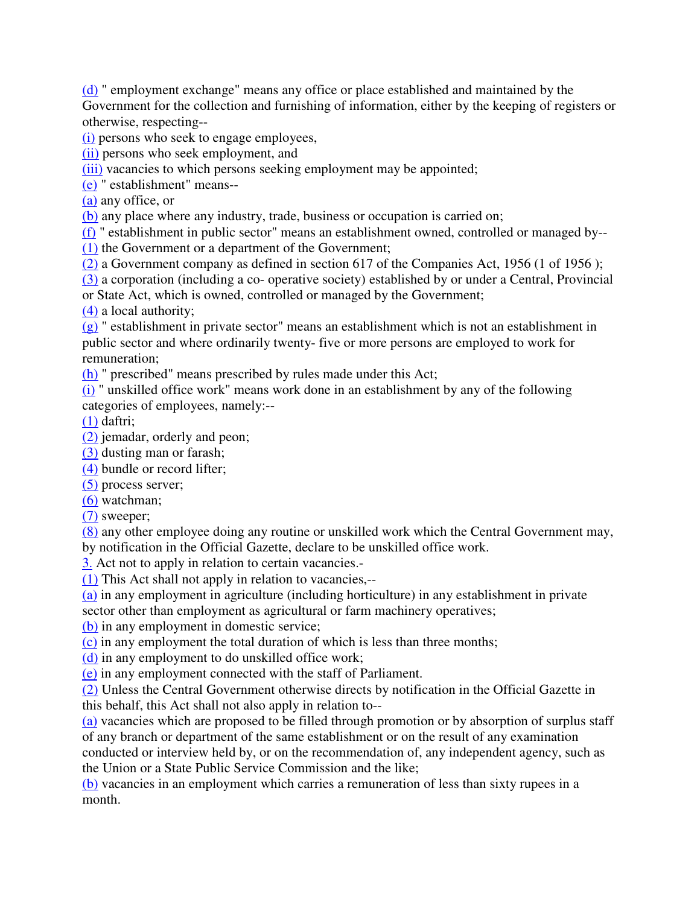(d) " employment exchange" means any office or place established and maintained by the Government for the collection and furnishing of information, either by the keeping of registers or otherwise, respecting--
(i) persons who seek to engage employees,
(ii) persons who seek employment, and
(iii) vacancies to which persons seeking employment may be appointed;
(e) " establishment" means--
(a) any office, or
(b) any place where any industry, trade, business or occupation is carried on;
(f) " establishment in public sector" means an establishment owned, controlled or managed by--
(1) the Government or a department of the Government;
(2) a Government company as defined in section 617 of the Companies Act, 1956 (1 of 1956 );
(3) a corporation (including a co- operative society) established by or under a Central, Provincial or State Act, which is owned, controlled or managed by the Government;
(4) a local authority;
(g) " establishment in private sector" means an establishment which is not an establishment in public sector and where ordinarily twenty- five or more persons are employed to work for remuneration;
(h) " prescribed" means prescribed by rules made under this Act;
(i) " unskilled office work" means work done in an establishment by any of the following categories of employees, namely:--
(1) daftri;
(2) jemadar, orderly and peon;
(3) dusting man or farash;
(4) bundle or record lifter;
(5) process server;
(6) watchman;
(7) sweeper;
(8) any other employee doing any routine or unskilled work which the Central Government may, by notification in the Official Gazette, declare to be unskilled office work.
3. Act not to apply in relation to certain vacancies.-
(1) This Act shall not apply in relation to vacancies,--
(a) in any employment in agriculture (including horticulture) in any establishment in private sector other than employment as agricultural or farm machinery operatives;
(b) in any employment in domestic service;
(c) in any employment the total duration of which is less than three months;
(d) in any employment to do unskilled office work;
(e) in any employment connected with the staff of Parliament.
(2) Unless the Central Government otherwise directs by notification in the Official Gazette in this behalf, this Act shall not also apply in relation to--
(a) vacancies which are proposed to be filled through promotion or by absorption of surplus staff of any branch or department of the same establishment or on the result of any examination conducted or interview held by, or on the recommendation of, any independent agency, such as the Union or a State Public Service Commission and the like;
(b) vacancies in an employment which carries a remuneration of less than sixty rupees in a month.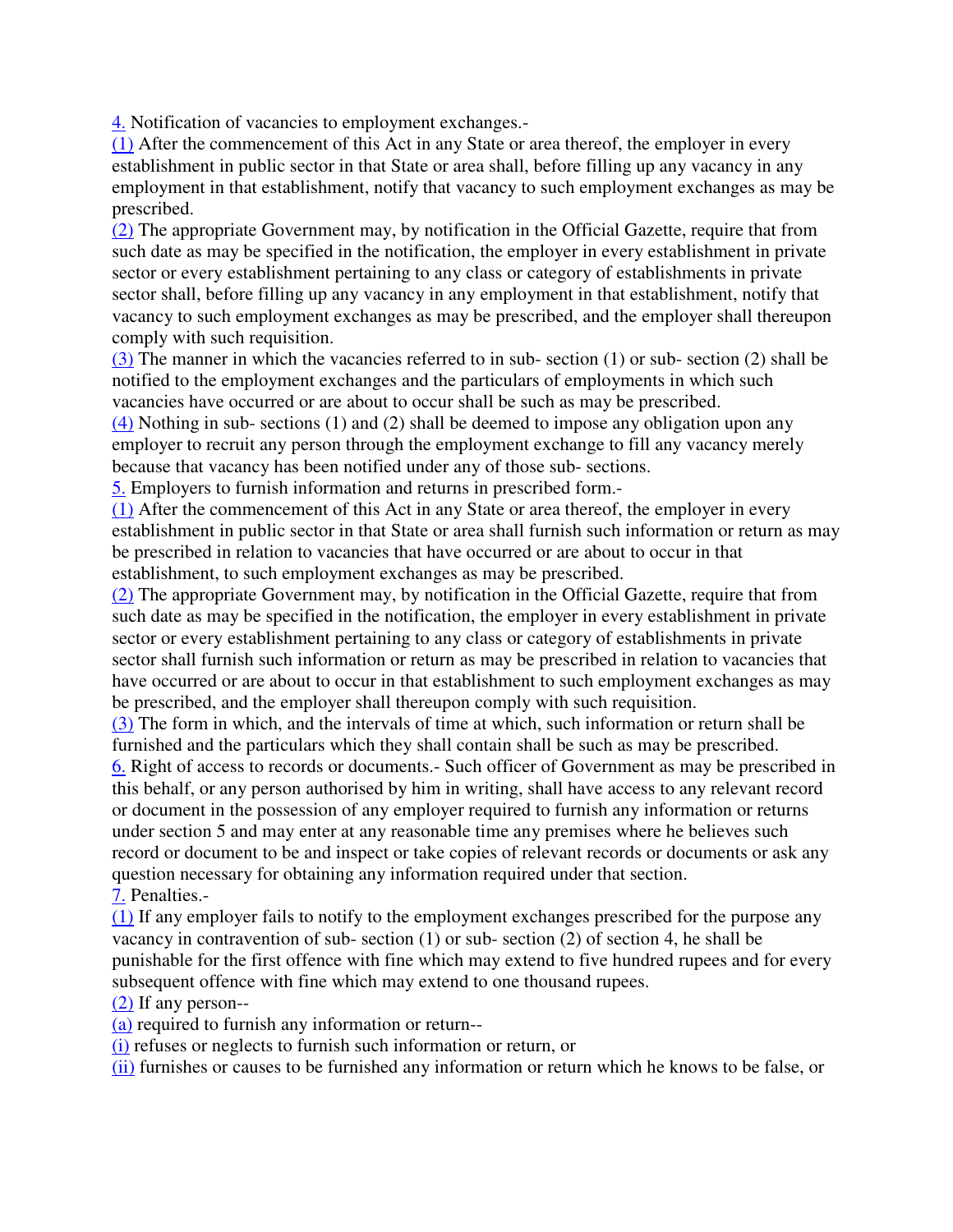4. Notification of vacancies to employment exchanges.-

(1) After the commencement of this Act in any State or area thereof, the employer in every establishment in public sector in that State or area shall, before filling up any vacancy in any employment in that establishment, notify that vacancy to such employment exchanges as may be prescribed.

(2) The appropriate Government may, by notification in the Official Gazette, require that from such date as may be specified in the notification, the employer in every establishment in private sector or every establishment pertaining to any class or category of establishments in private sector shall, before filling up any vacancy in any employment in that establishment, notify that vacancy to such employment exchanges as may be prescribed, and the employer shall thereupon comply with such requisition.

(3) The manner in which the vacancies referred to in sub- section (1) or sub- section (2) shall be notified to the employment exchanges and the particulars of employments in which such vacancies have occurred or are about to occur shall be such as may be prescribed.

(4) Nothing in sub- sections (1) and (2) shall be deemed to impose any obligation upon any employer to recruit any person through the employment exchange to fill any vacancy merely because that vacancy has been notified under any of those sub- sections.

5. Employers to furnish information and returns in prescribed form.-

(1) After the commencement of this Act in any State or area thereof, the employer in every establishment in public sector in that State or area shall furnish such information or return as may be prescribed in relation to vacancies that have occurred or are about to occur in that establishment, to such employment exchanges as may be prescribed.

(2) The appropriate Government may, by notification in the Official Gazette, require that from such date as may be specified in the notification, the employer in every establishment in private sector or every establishment pertaining to any class or category of establishments in private sector shall furnish such information or return as may be prescribed in relation to vacancies that have occurred or are about to occur in that establishment to such employment exchanges as may be prescribed, and the employer shall thereupon comply with such requisition.

(3) The form in which, and the intervals of time at which, such information or return shall be furnished and the particulars which they shall contain shall be such as may be prescribed.

6. Right of access to records or documents.- Such officer of Government as may be prescribed in this behalf, or any person authorised by him in writing, shall have access to any relevant record or document in the possession of any employer required to furnish any information or returns under section 5 and may enter at any reasonable time any premises where he believes such record or document to be and inspect or take copies of relevant records or documents or ask any question necessary for obtaining any information required under that section.

7. Penalties.-

(1) If any employer fails to notify to the employment exchanges prescribed for the purpose any vacancy in contravention of sub- section (1) or sub- section (2) of section 4, he shall be punishable for the first offence with fine which may extend to five hundred rupees and for every subsequent offence with fine which may extend to one thousand rupees.

(2) If any person--

(a) required to furnish any information or return--

(i) refuses or neglects to furnish such information or return, or

(ii) furnishes or causes to be furnished any information or return which he knows to be false, or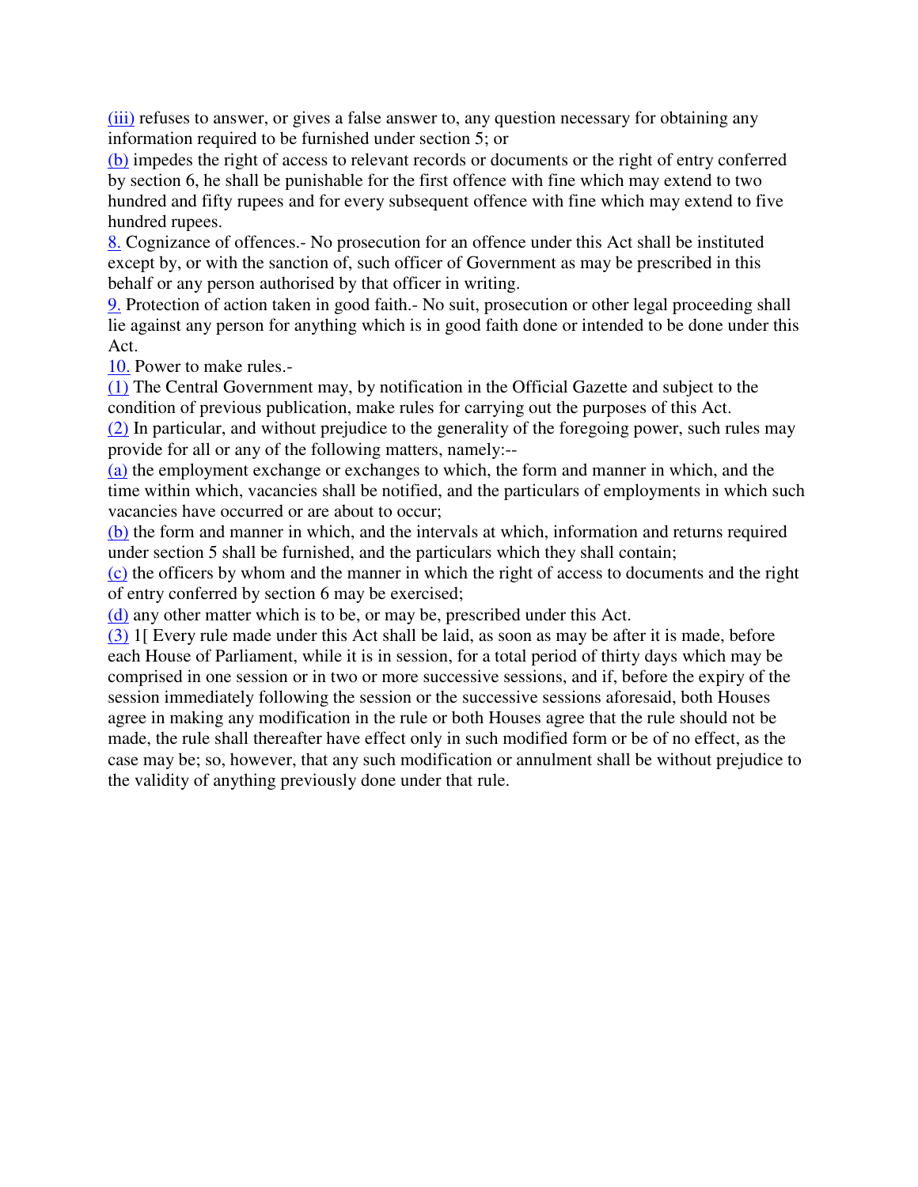(iii) refuses to answer, or gives a false answer to, any question necessary for obtaining any information required to be furnished under section 5; or

(b) impedes the right of access to relevant records or documents or the right of entry conferred by section 6, he shall be punishable for the first offence with fine which may extend to two hundred and fifty rupees and for every subsequent offence with fine which may extend to five hundred rupees.

8. Cognizance of offences.- No prosecution for an offence under this Act shall be instituted except by, or with the sanction of, such officer of Government as may be prescribed in this behalf or any person authorised by that officer in writing.

9. Protection of action taken in good faith.- No suit, prosecution or other legal proceeding shall lie against any person for anything which is in good faith done or intended to be done under this Act.

10. Power to make rules.-

(1) The Central Government may, by notification in the Official Gazette and subject to the condition of previous publication, make rules for carrying out the purposes of this Act.

(2) In particular, and without prejudice to the generality of the foregoing power, such rules may provide for all or any of the following matters, namely:--

(a) the employment exchange or exchanges to which, the form and manner in which, and the time within which, vacancies shall be notified, and the particulars of employments in which such vacancies have occurred or are about to occur;

(b) the form and manner in which, and the intervals at which, information and returns required under section 5 shall be furnished, and the particulars which they shall contain;

(c) the officers by whom and the manner in which the right of access to documents and the right of entry conferred by section 6 may be exercised;

(d) any other matter which is to be, or may be, prescribed under this Act.

(3) 1[ Every rule made under this Act shall be laid, as soon as may be after it is made, before each House of Parliament, while it is in session, for a total period of thirty days which may be comprised in one session or in two or more successive sessions, and if, before the expiry of the session immediately following the session or the successive sessions aforesaid, both Houses agree in making any modification in the rule or both Houses agree that the rule should not be made, the rule shall thereafter have effect only in such modified form or be of no effect, as the case may be; so, however, that any such modification or annulment shall be without prejudice to the validity of anything previously done under that rule.